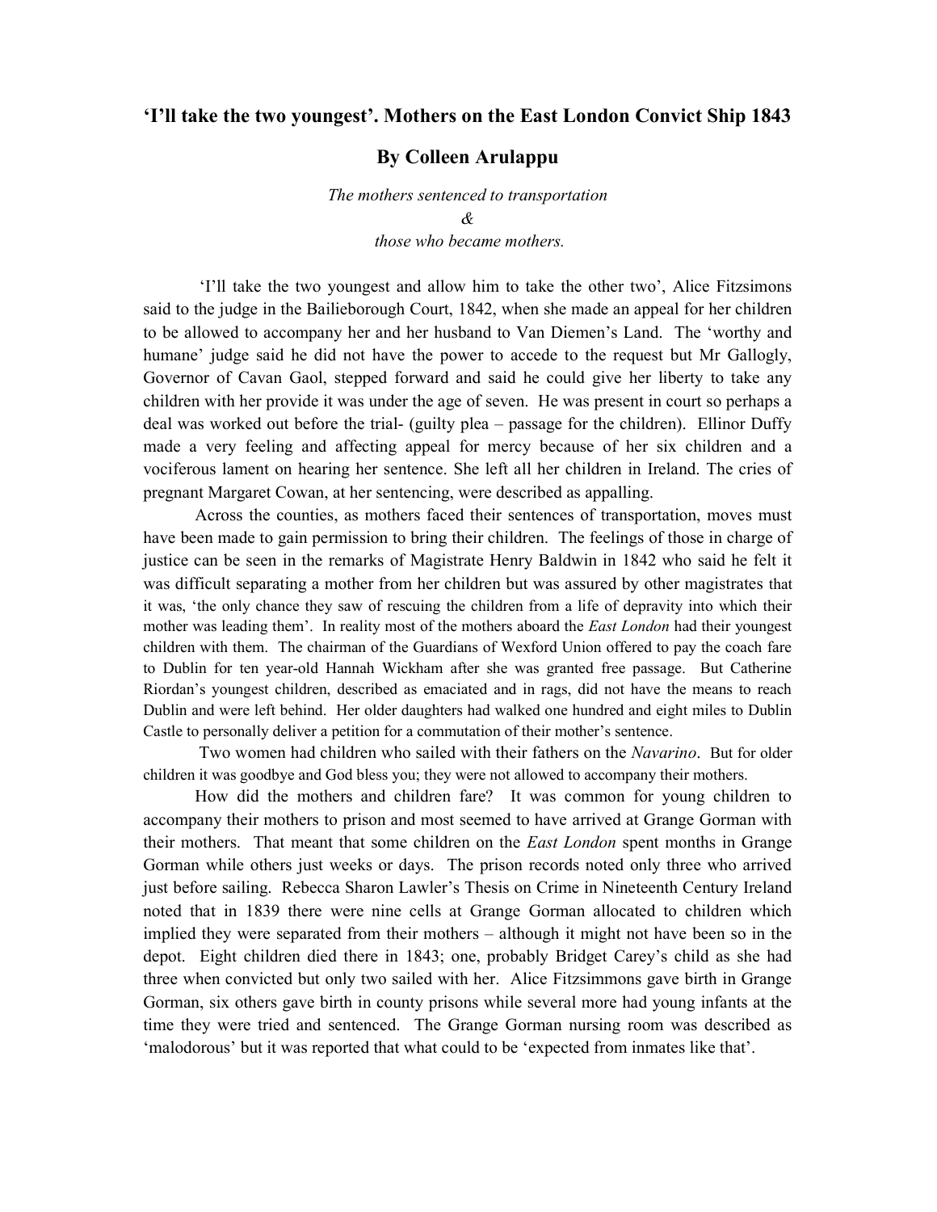# 'I'll take the two youngest'. Mothers on the East London Convict Ship 1843

## By Colleen Arulappu

*The mothers sentenced to transportation*

*&*

*those who became mothers.*

'I'll take the two youngest and allow him to take the other two', Alice Fitzsimons said to the judge in the Bailieborough Court, 1842, when she made an appeal for her children to be allowed to accompany her and her husband to Van Diemen's Land. The 'worthy and humane' judge said he did not have the power to accede to the request but Mr Gallogly, Governor of Cavan Gaol, stepped forward and said he could give her liberty to take any children with her provide it was under the age of seven. He was present in court so perhaps a deal was worked out before the trial- (guilty plea – passage for the children). Ellinor Duffy made a very feeling and affecting appeal for mercy because of her six children and a vociferous lament on hearing her sentence. She left all her children in Ireland. The cries of pregnant Margaret Cowan, at her sentencing, were described as appalling.

Across the counties, as mothers faced their sentences of transportation, moves must have been made to gain permission to bring their children. The feelings of those in charge of justice can be seen in the remarks of Magistrate Henry Baldwin in 1842 who said he felt it was difficult separating a mother from her children but was assured by other magistrates that it was, 'the only chance they saw of rescuing the children from a life of depravity into which their mother was leading them'. In reality most of the mothers aboard the *East London* had their youngest children with them. The chairman of the Guardians of Wexford Union offered to pay the coach fare to Dublin for ten year-old Hannah Wickham after she was granted free passage. But Catherine Riordan's youngest children, described as emaciated and in rags, did not have the means to reach Dublin and were left behind. Her older daughters had walked one hundred and eight miles to Dublin Castle to personally deliver a petition for a commutation of their mother's sentence.

Two women had children who sailed with their fathers on the *Navarino*. But for older children it was goodbye and God bless you; they were not allowed to accompany their mothers.

How did the mothers and children fare? It was common for young children to accompany their mothers to prison and most seemed to have arrived at Grange Gorman with their mothers. That meant that some children on the *East London* spent months in Grange Gorman while others just weeks or days. The prison records noted only three who arrived just before sailing. Rebecca Sharon Lawler's Thesis on Crime in Nineteenth Century Ireland noted that in 1839 there were nine cells at Grange Gorman allocated to children which implied they were separated from their mothers – although it might not have been so in the depot. Eight children died there in 1843; one, probably Bridget Carey's child as she had three when convicted but only two sailed with her. Alice Fitzsimmons gave birth in Grange Gorman, six others gave birth in county prisons while several more had young infants at the time they were tried and sentenced. The Grange Gorman nursing room was described as 'malodorous' but it was reported that what could to be 'expected from inmates like that'.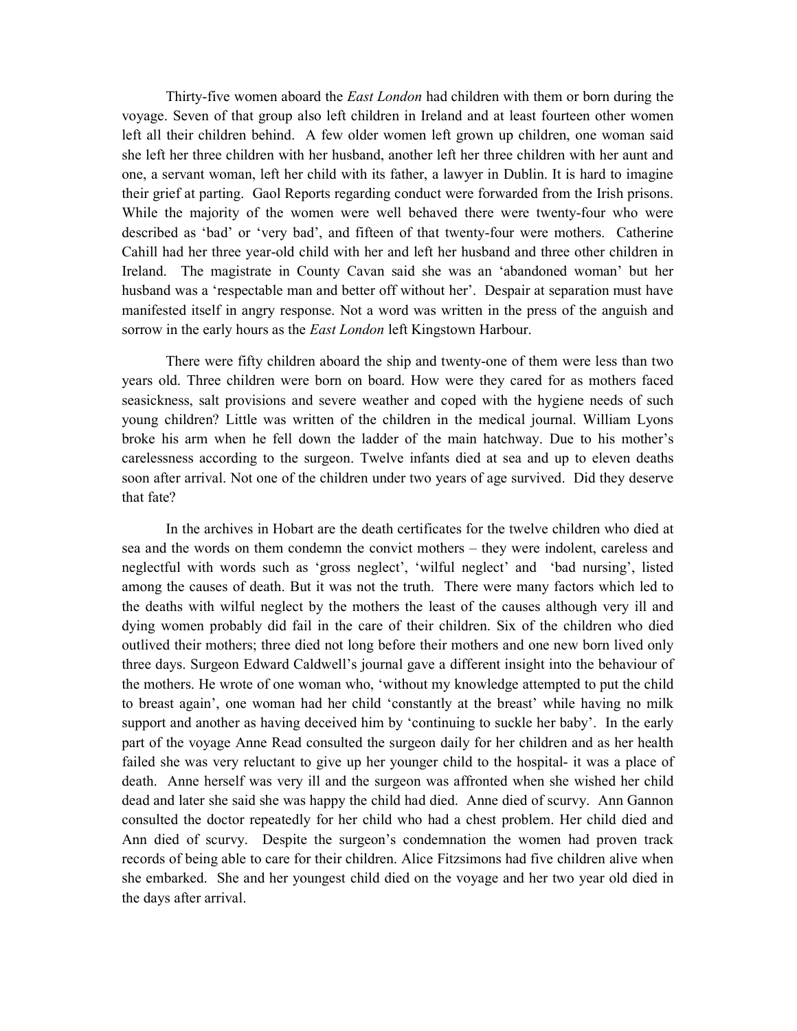Thirty-five women aboard the *East London* had children with them or born during the voyage. Seven of that group also left children in Ireland and at least fourteen other women left all their children behind. A few older women left grown up children, one woman said she left her three children with her husband, another left her three children with her aunt and one, a servant woman, left her child with its father, a lawyer in Dublin. It is hard to imagine their grief at parting. Gaol Reports regarding conduct were forwarded from the Irish prisons. While the majority of the women were well behaved there were twenty-four who were described as 'bad' or 'very bad', and fifteen of that twenty-four were mothers. Catherine Cahill had her three year-old child with her and left her husband and three other children in Ireland. The magistrate in County Cavan said she was an 'abandoned woman' but her husband was a 'respectable man and better off without her'. Despair at separation must have manifested itself in angry response. Not a word was written in the press of the anguish and sorrow in the early hours as the *East London* left Kingstown Harbour.

There were fifty children aboard the ship and twenty-one of them were less than two years old. Three children were born on board. How were they cared for as mothers faced seasickness, salt provisions and severe weather and coped with the hygiene needs of such young children? Little was written of the children in the medical journal. William Lyons broke his arm when he fell down the ladder of the main hatchway. Due to his mother's carelessness according to the surgeon. Twelve infants died at sea and up to eleven deaths soon after arrival. Not one of the children under two years of age survived. Did they deserve that fate?

In the archives in Hobart are the death certificates for the twelve children who died at sea and the words on them condemn the convict mothers – they were indolent, careless and neglectful with words such as 'gross neglect', 'wilful neglect' and 'bad nursing', listed among the causes of death. But it was not the truth. There were many factors which led to the deaths with wilful neglect by the mothers the least of the causes although very ill and dying women probably did fail in the care of their children. Six of the children who died outlived their mothers; three died not long before their mothers and one new born lived only three days. Surgeon Edward Caldwell's journal gave a different insight into the behaviour of the mothers. He wrote of one woman who, 'without my knowledge attempted to put the child to breast again', one woman had her child 'constantly at the breast' while having no milk support and another as having deceived him by 'continuing to suckle her baby'. In the early part of the voyage Anne Read consulted the surgeon daily for her children and as her health failed she was very reluctant to give up her younger child to the hospital- it was a place of death. Anne herself was very ill and the surgeon was affronted when she wished her child dead and later she said she was happy the child had died. Anne died of scurvy. Ann Gannon consulted the doctor repeatedly for her child who had a chest problem. Her child died and Ann died of scurvy. Despite the surgeon's condemnation the women had proven track records of being able to care for their children. Alice Fitzsimons had five children alive when she embarked. She and her youngest child died on the voyage and her two year old died in the days after arrival.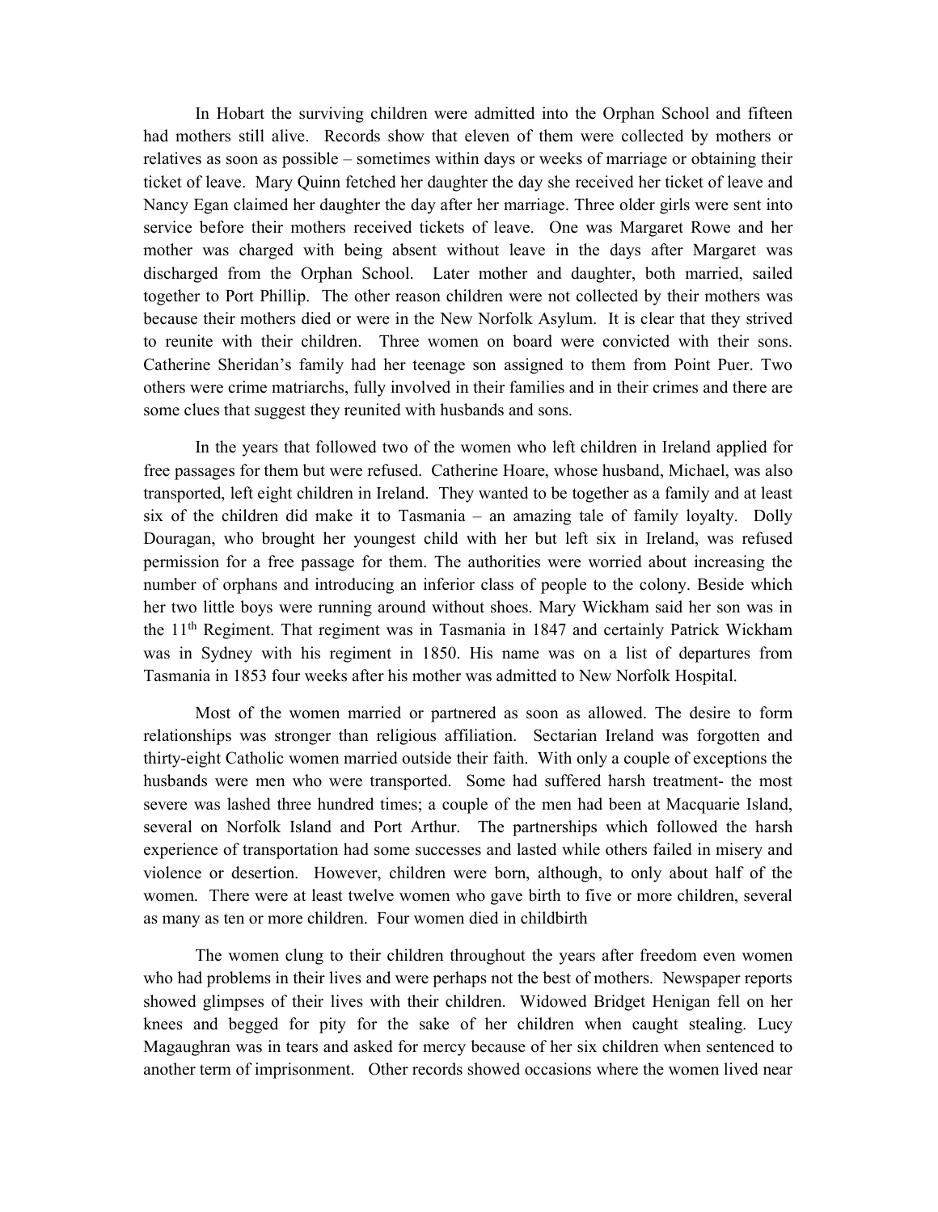In Hobart the surviving children were admitted into the Orphan School and fifteen had mothers still alive. Records show that eleven of them were collected by mothers or relatives as soon as possible – sometimes within days or weeks of marriage or obtaining their ticket of leave. Mary Quinn fetched her daughter the day she received her ticket of leave and Nancy Egan claimed her daughter the day after her marriage. Three older girls were sent into service before their mothers received tickets of leave. One was Margaret Rowe and her mother was charged with being absent without leave in the days after Margaret was discharged from the Orphan School. Later mother and daughter, both married, sailed together to Port Phillip. The other reason children were not collected by their mothers was because their mothers died or were in the New Norfolk Asylum. It is clear that they strived to reunite with their children. Three women on board were convicted with their sons. Catherine Sheridan's family had her teenage son assigned to them from Point Puer. Two others were crime matriarchs, fully involved in their families and in their crimes and there are some clues that suggest they reunited with husbands and sons.

In the years that followed two of the women who left children in Ireland applied for free passages for them but were refused. Catherine Hoare, whose husband, Michael, was also transported, left eight children in Ireland. They wanted to be together as a family and at least six of the children did make it to Tasmania – an amazing tale of family loyalty. Dolly Douragan, who brought her youngest child with her but left six in Ireland, was refused permission for a free passage for them. The authorities were worried about increasing the number of orphans and introducing an inferior class of people to the colony. Beside which her two little boys were running around without shoes. Mary Wickham said her son was in the 11th Regiment. That regiment was in Tasmania in 1847 and certainly Patrick Wickham was in Sydney with his regiment in 1850. His name was on a list of departures from Tasmania in 1853 four weeks after his mother was admitted to New Norfolk Hospital.

Most of the women married or partnered as soon as allowed. The desire to form relationships was stronger than religious affiliation. Sectarian Ireland was forgotten and thirty-eight Catholic women married outside their faith. With only a couple of exceptions the husbands were men who were transported. Some had suffered harsh treatment- the most severe was lashed three hundred times; a couple of the men had been at Macquarie Island, several on Norfolk Island and Port Arthur. The partnerships which followed the harsh experience of transportation had some successes and lasted while others failed in misery and violence or desertion. However, children were born, although, to only about half of the women. There were at least twelve women who gave birth to five or more children, several as many as ten or more children. Four women died in childbirth

The women clung to their children throughout the years after freedom even women who had problems in their lives and were perhaps not the best of mothers. Newspaper reports showed glimpses of their lives with their children. Widowed Bridget Henigan fell on her knees and begged for pity for the sake of her children when caught stealing. Lucy Magaughran was in tears and asked for mercy because of her six children when sentenced to another term of imprisonment. Other records showed occasions where the women lived near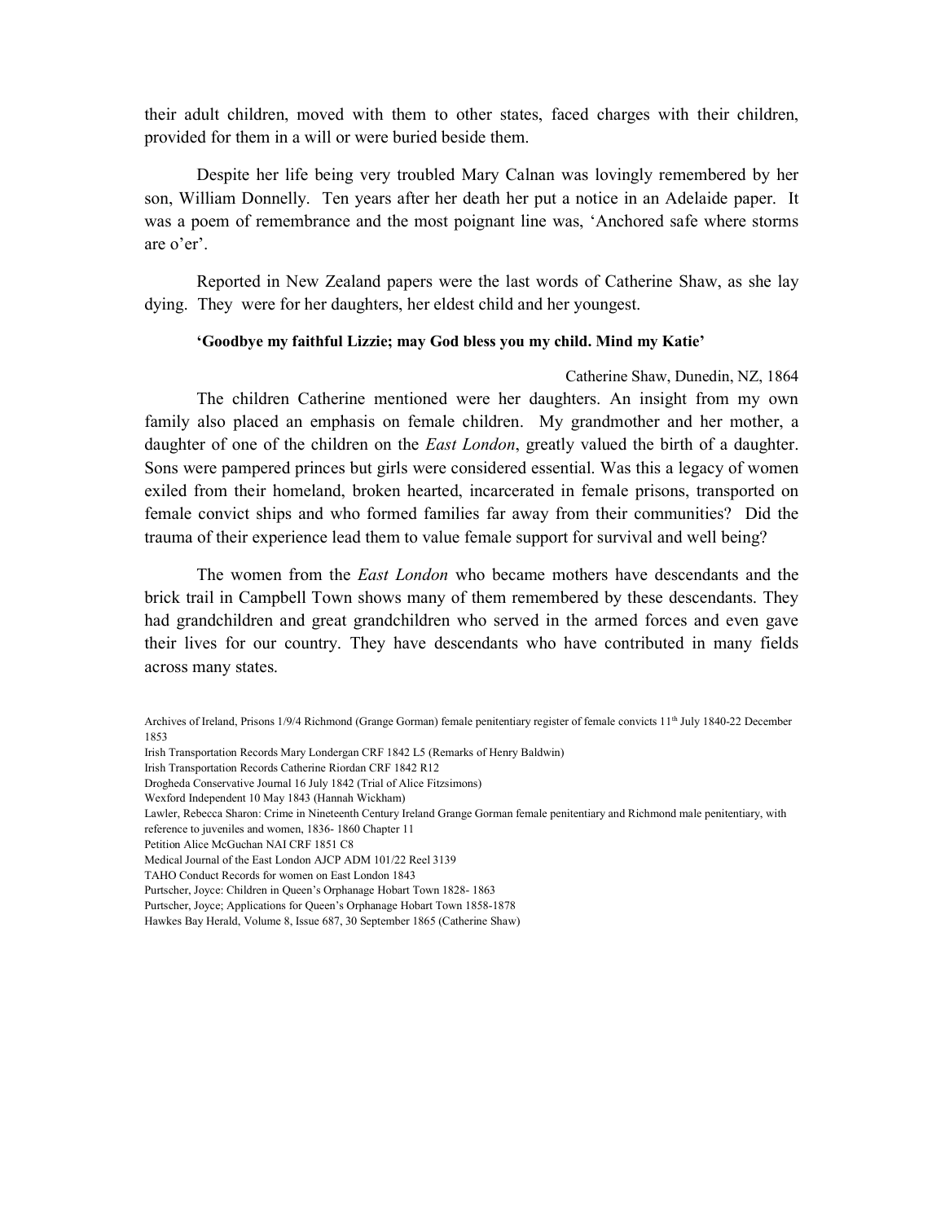their adult children, moved with them to other states, faced charges with their children, provided for them in a will or were buried beside them.

Despite her life being very troubled Mary Calnan was lovingly remembered by her son, William Donnelly. Ten years after her death her put a notice in an Adelaide paper. It was a poem of remembrance and the most poignant line was, 'Anchored safe where storms are o'er'.

Reported in New Zealand papers were the last words of Catherine Shaw, as she lay dying. They were for her daughters, her eldest child and her youngest.

**'Goodbye my faithful Lizzie; may God bless you my child. Mind my Katie'**

Catherine Shaw, Dunedin, NZ, 1864

The children Catherine mentioned were her daughters. An insight from my own family also placed an emphasis on female children. My grandmother and her mother, a daughter of one of the children on the *East London*, greatly valued the birth of a daughter. Sons were pampered princes but girls were considered essential. Was this a legacy of women exiled from their homeland, broken hearted, incarcerated in female prisons, transported on female convict ships and who formed families far away from their communities? Did the trauma of their experience lead them to value female support for survival and well being?

The women from the *East London* who became mothers have descendants and the brick trail in Campbell Town shows many of them remembered by these descendants. They had grandchildren and great grandchildren who served in the armed forces and even gave their lives for our country. They have descendants who have contributed in many fields across many states.

Archives of Ireland, Prisons 1/9/4 Richmond (Grange Gorman) female penitentiary register of female convicts 11th July 1840-22 December 1853
Irish Transportation Records Mary Londergan CRF 1842 L5 (Remarks of Henry Baldwin)
Irish Transportation Records Catherine Riordan CRF 1842 R12
Drogheda Conservative Journal 16 July 1842 (Trial of Alice Fitzsimons)
Wexford Independent 10 May 1843 (Hannah Wickham)
Lawler, Rebecca Sharon: Crime in Nineteenth Century Ireland Grange Gorman female penitentiary and Richmond male penitentiary, with reference to juveniles and women, 1836- 1860 Chapter 11
Petition Alice McGuchan NAI CRF 1851 C8
Medical Journal of the East London AJCP ADM 101/22 Reel 3139
TAHO Conduct Records for women on East London 1843
Purtscher, Joyce: Children in Queen's Orphanage Hobart Town 1828- 1863
Purtscher, Joyce; Applications for Queen's Orphanage Hobart Town 1858-1878
Hawkes Bay Herald, Volume 8, Issue 687, 30 September 1865 (Catherine Shaw)